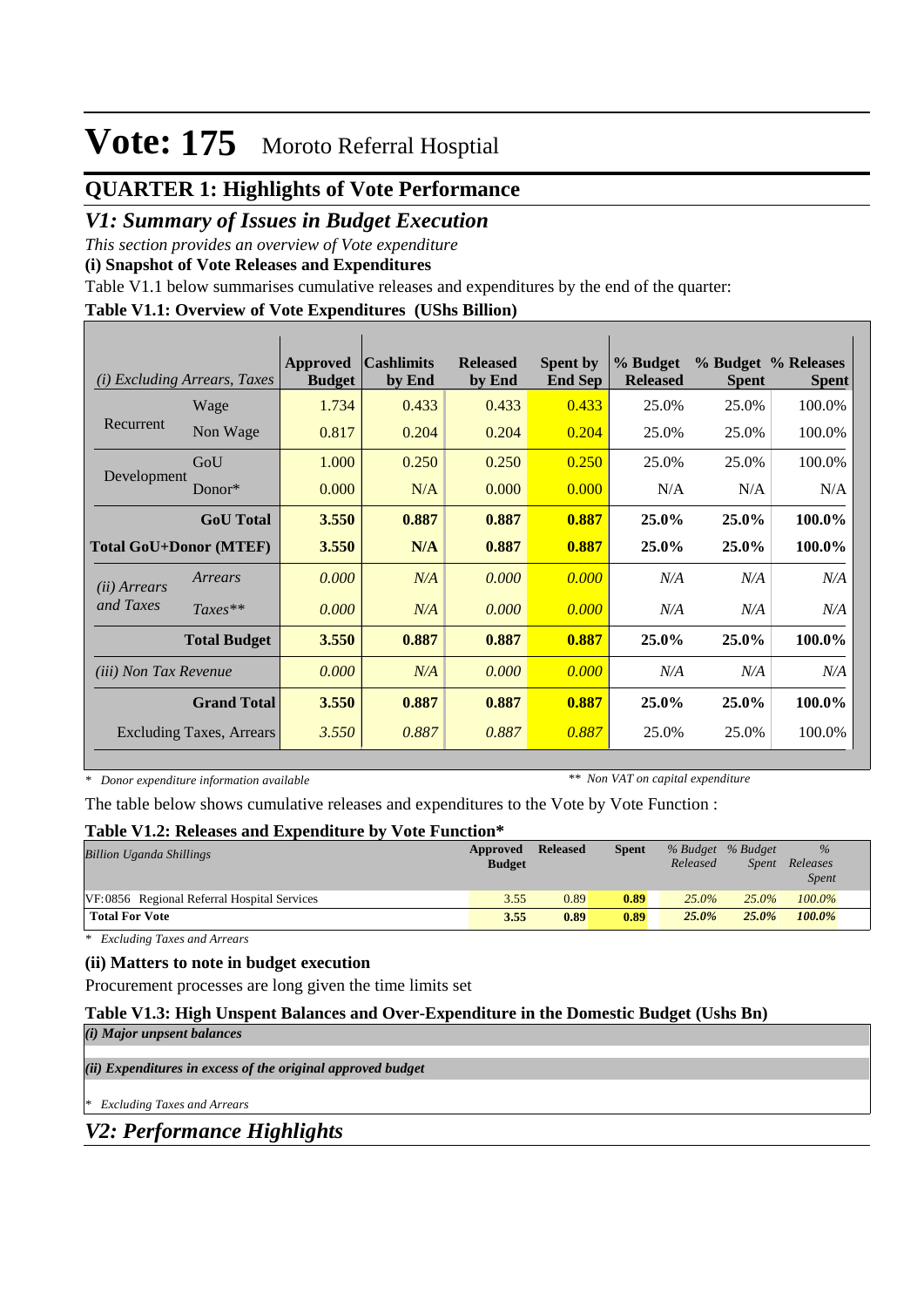# Vote: 175 Moroto Referral Hosptial

## QUARTER 1: Highlights of Vote Performance

### *V1: Summary of Issues in Budget Execution*

*This section provides an overview of Vote expenditure*

**(i) Snapshot of Vote Releases and Expenditures**

Table V1.1 below summarises cumulative releases and expenditures by the end of the quarter:

**Table V1.1: Overview of Vote Expenditures (UShs Billion)**

| *(i) Excluding Arrears, Taxes* | | Approved Budget | Cashlimits by End | Released by End | Spent by End Sep | % Budget Released | % Budget Spent | % Releases Spent |
|---|---|---|---|---|---|---|---|---|
| Recurrent | Wage | 1.734 | 0.433 | 0.433 | 0.433 | 25.0% | 25.0% | 100.0% |
| | Non Wage | 0.817 | 0.204 | 0.204 | 0.204 | 25.0% | 25.0% | 100.0% |
| Development | GoU | 1.000 | 0.250 | 0.250 | 0.250 | 25.0% | 25.0% | 100.0% |
| | Donor* | 0.000 | N/A | 0.000 | 0.000 | N/A | N/A | N/A |
| | **GoU Total** | **3.550** | **0.887** | **0.887** | **0.887** | **25.0%** | **25.0%** | **100.0%** |
| **Total GoU+Donor (MTEF)** | | **3.550** | **N/A** | **0.887** | **0.887** | **25.0%** | **25.0%** | **100.0%** |
| *(ii) Arrears and Taxes* | *Arrears* | *0.000* | *N/A* | *0.000* | *0.000* | *N/A* | *N/A* | *N/A* |
| | *Taxes*** | *0.000* | *N/A* | *0.000* | *0.000* | *N/A* | *N/A* | *N/A* |
| | **Total Budget** | **3.550** | **0.887** | **0.887** | **0.887** | **25.0%** | **25.0%** | **100.0%** |
| *(iii) Non Tax Revenue* | | *0.000* | *N/A* | *0.000* | *0.000* | *N/A* | *N/A* | *N/A* |
| | **Grand Total** | **3.550** | **0.887** | **0.887** | **0.887** | **25.0%** | **25.0%** | **100.0%** |
| Excluding Taxes, Arrears | | *3.550* | *0.887* | *0.887* | *0.887* | 25.0% | 25.0% | 100.0% |

\* *Donor expenditure information available* ** *Non VAT on capital expenditure*

The table below shows cumulative releases and expenditures to the Vote by Vote Function :

**Table V1.2: Releases and Expenditure by Vote Function***

| *Billion Uganda Shillings* | Approved Budget | Released | Spent | *% Budget Released* | *% Budget Spent* | *% Releases Spent* |
|---|---|---|---|---|---|---|
| VF:0856 Regional Referral Hospital Services | 3.55 | 0.89 | **0.89** | *25.0%* | *25.0%* | *100.0%* |
| **Total For Vote** | **3.55** | **0.89** | **0.89** | ***25.0%*** | ***25.0%*** | ***100.0%*** |

\* *Excluding Taxes and Arrears*

**(ii) Matters to note in budget execution**

Procurement processes are long given the time limits set

**Table V1.3: High Unspent Balances and Over-Expenditure in the Domestic Budget (Ushs Bn)**

***(i) Major unpsent balances***

***(ii) Expenditures in excess of the original approved budget***

\* *Excluding Taxes and Arrears*

### *V2: Performance Highlights*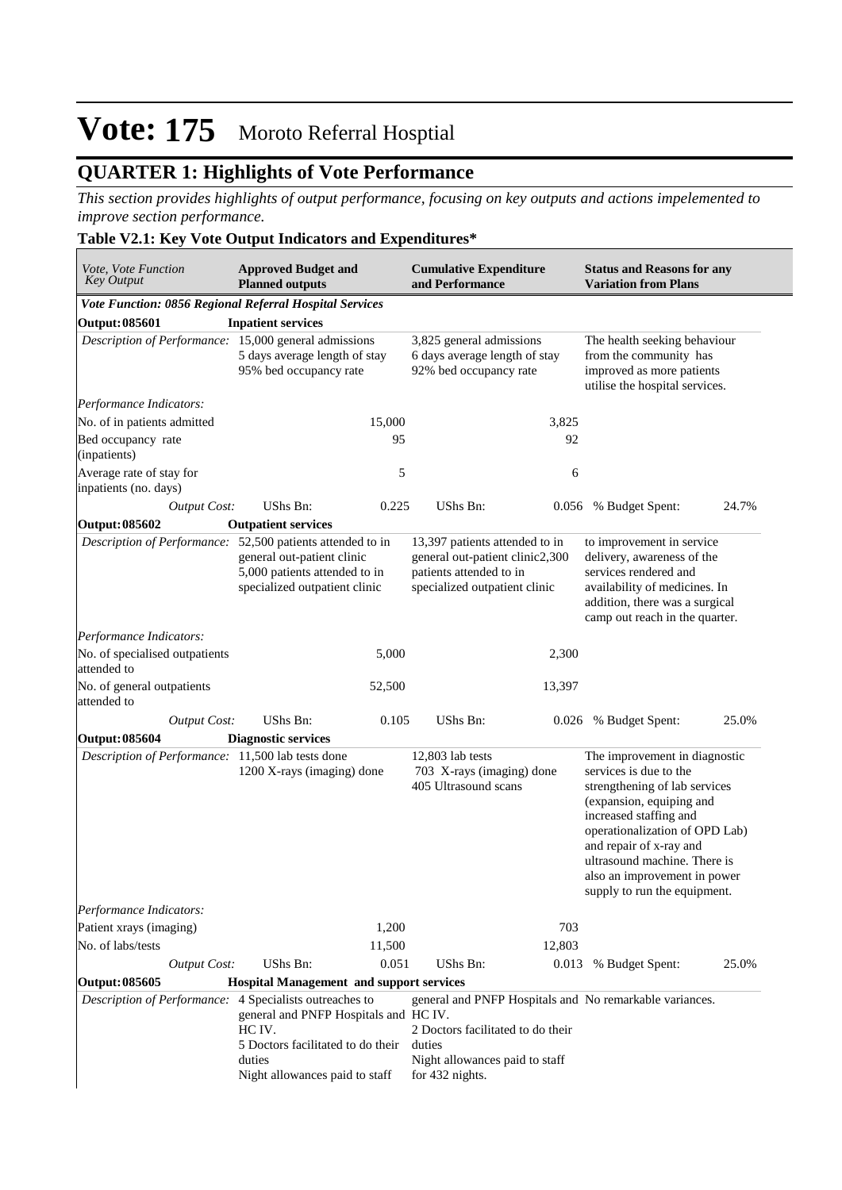# Vote: 175 Moroto Referral Hosptial

## QUARTER 1: Highlights of Vote Performance

*This section provides highlights of output performance, focusing on key outputs and actions impelemented to improve section performance.*

**Table V2.1: Key Vote Output Indicators and Expenditures***

| *Vote, Vote Function Key Output* | **Approved Budget and Planned outputs** | | **Cumulative Expenditure and Performance** | | **Status and Reasons for any Variation from Plans** | |
|---|---|---|---|---|---|---|
| ***Vote Function: 0856 Regional Referral Hospital Services*** | | | | | | |
| **Output: 085601** | **Inpatient services** | | | | | |
| *Description of Performance:* | 15,000 general admissions<br>5 days average length of stay<br>95% bed occupancy rate | | 3,825 general admissions<br>6 days average length of stay<br>92% bed occupancy rate | | The health seeking behaviour from the community has improved as more patients utilise the hospital services. | |
| *Performance Indicators:* | | | | | | |
| No. of in patients admitted | | 15,000 | | 3,825 | | |
| Bed occupancy rate (inpatients) | | 95 | | 92 | | |
| Average rate of stay for inpatients (no. days) | | 5 | | 6 | | |
| *Output Cost:* | UShs Bn: | 0.225 | UShs Bn: | 0.056 | % Budget Spent: | 24.7% |
| **Output: 085602** | **Outpatient services** | | | | | |
| *Description of Performance:* | 52,500 patients attended to in general out-patient clinic<br>5,000 patients attended to in specialized outpatient clinic | | 13,397 patients attended to in general out-patient clinic2,300 patients attended to in specialized outpatient clinic | | to improvement in service delivery, awareness of the services rendered and availability of medicines. In addition, there was a surgical camp out reach in the quarter. | |
| *Performance Indicators:* | | | | | | |
| No. of specialised outpatients attended to | | 5,000 | | 2,300 | | |
| No. of general outpatients attended to | | 52,500 | | 13,397 | | |
| *Output Cost:* | UShs Bn: | 0.105 | UShs Bn: | 0.026 | % Budget Spent: | 25.0% |
| **Output: 085604** | **Diagnostic services** | | | | | |
| *Description of Performance:* | 11,500 lab tests done<br>1200 X-rays (imaging) done | | 12,803 lab tests<br>703 X-rays (imaging) done<br>405 Ultrasound scans | | The improvement in diagnostic services is due to the strengthening of lab services (expansion, equiping and increased staffing and operationalization of OPD Lab) and repair of x-ray and ultrasound machine. There is also an improvement in power supply to run the equipment. | |
| *Performance Indicators:* | | | | | | |
| Patient xrays (imaging) | | 1,200 | | 703 | | |
| No. of labs/tests | | 11,500 | | 12,803 | | |
| *Output Cost:* | UShs Bn: | 0.051 | UShs Bn: | 0.013 | % Budget Spent: | 25.0% |
| **Output: 085605** | **Hospital Management and support services** | | | | | |
| *Description of Performance:* | 4 Specialists outreaches to general and PNFP Hospitals and HC IV.<br>5 Doctors facilitated to do their duties<br>Night allowances paid to staff | | general and PNFP Hospitals and HC IV.<br>2 Doctors facilitated to do their duties<br>Night allowances paid to staff for 432 nights. | | No remarkable variances. | |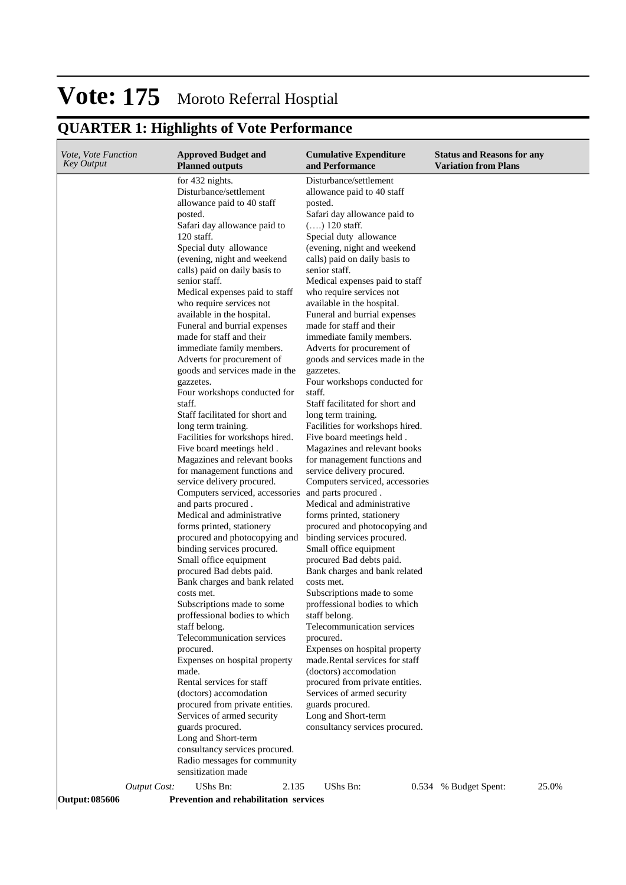# Vote: 175 Moroto Referral Hosptial

## QUARTER 1: Highlights of Vote Performance

| *Vote, Vote Function Key Output* | **Approved Budget and Planned outputs** | **Cumulative Expenditure and Performance** | **Status and Reasons for any Variation from Plans** |
|---|---|---|---|
| | for 432 nights. Disturbance/settlement allowance paid to 40 staff posted. Safari day allowance paid to 120 staff. Special duty allowance (evening, night and weekend calls) paid on daily basis to senior staff. Medical expenses paid to staff who require services not available in the hospital. Funeral and burrial expenses made for staff and their immediate family members. Adverts for procurement of goods and services made in the gazzetes. Four workshops conducted for staff. Staff facilitated for short and long term training. Facilities for workshops hired. Five board meetings held . Magazines and relevant books for management functions and service delivery procured. Computers serviced, accessories and parts procured . Medical and administrative forms printed, stationery procured and photocopying and binding services procured. Small office equipment procured Bad debts paid. Bank charges and bank related costs met. Subscriptions made to some proffessional bodies to which staff belong. Telecommunication services procured. Expenses on hospital property made. Rental services for staff (doctors) accomodation procured from private entities. Services of armed security guards procured. Long and Short-term consultancy services procured. Radio messages for community sensitization made | Disturbance/settlement allowance paid to 40 staff posted. Safari day allowance paid to (….) 120 staff. Special duty allowance (evening, night and weekend calls) paid on daily basis to senior staff. Medical expenses paid to staff who require services not available in the hospital. Funeral and burrial expenses made for staff and their immediate family members. Adverts for procurement of goods and services made in the gazzetes. Four workshops conducted for staff. Staff facilitated for short and long term training. Facilities for workshops hired. Five board meetings held . Magazines and relevant books for management functions and service delivery procured. Computers serviced, accessories and parts procured . Medical and administrative forms printed, stationery procured and photocopying and binding services procured. Small office equipment procured Bad debts paid. Bank charges and bank related costs met. Subscriptions made to some proffessional bodies to which staff belong. Telecommunication services procured. Expenses on hospital property made.Rental services for staff (doctors) accomodation procured from private entities. Services of armed security guards procured. Long and Short-term consultancy services procured. | |
| *Output Cost:* | UShs Bn: 2.135 | UShs Bn: 0.534 | % Budget Spent: 25.0% |
| **Output: 085606** | **Prevention and rehabilitation services** | | |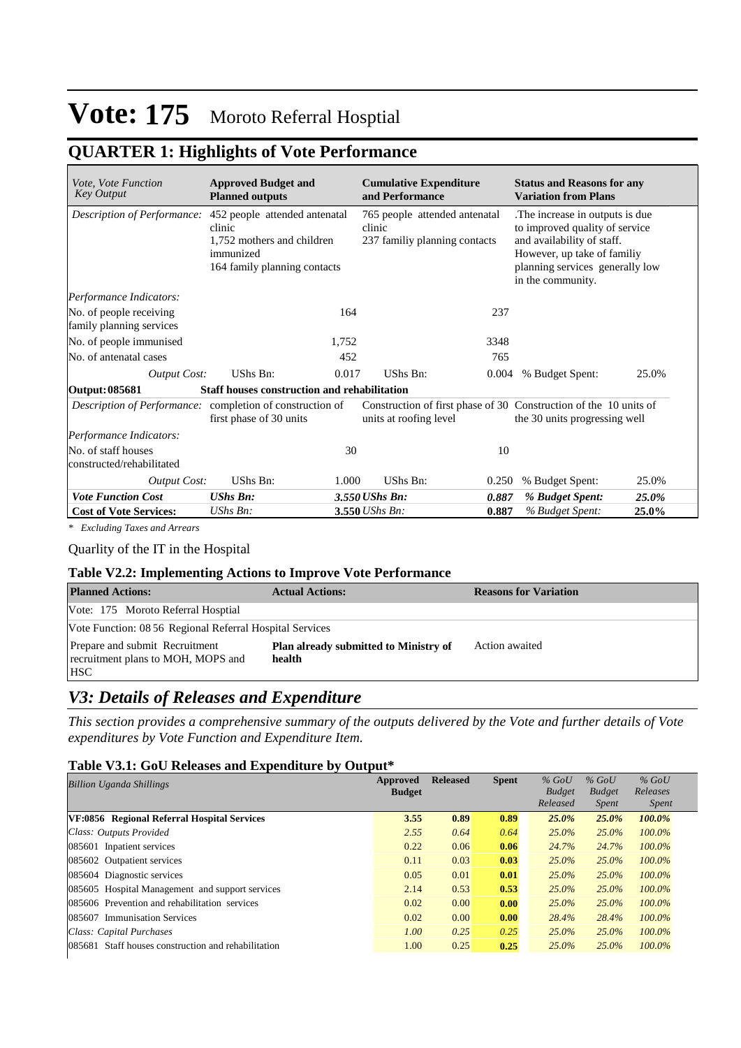# Vote: 175 Moroto Referral Hosptial

## QUARTER 1: Highlights of Vote Performance

| *Vote, Vote Function Key Output* | **Approved Budget and Planned outputs** | | **Cumulative Expenditure and Performance** | | **Status and Reasons for any Variation from Plans** | |
|---|---|---|---|---|---|---|
| *Description of Performance:* | 452 people attended antenatal clinic<br>1,752 mothers and children immunized<br>164 family planning contacts | | 765 people attended antenatal clinic<br>237 familiy planning contacts | | .The increase in outputs is due to improved quality of service and availability of staff. However, up take of familiy planning services generally low in the community. | |
| *Performance Indicators:* | | | | | | |
| No. of people receiving family planning services | | 164 | | 237 | | |
| No. of people immunised | | 1,752 | | 3348 | | |
| No. of antenatal cases | | 452 | | 765 | | |
| *Output Cost:* | UShs Bn: | 0.017 | UShs Bn: | 0.004 | % Budget Spent: | 25.0% |
| **Output: 085681** | **Staff houses construction and rehabilitation** | | | | | |
| *Description of Performance:* | completion of construction of first phase of 30 units | | Construction of first phase of 30 units at roofing level | | Construction of the 10 units of the 30 units progressing well | |
| *Performance Indicators:* | | | | | | |
| No. of staff houses constructed/rehabilitated | | 30 | | 10 | | |
| *Output Cost:* | UShs Bn: | 1.000 | UShs Bn: | 0.250 | % Budget Spent: | 25.0% |
| ***Vote Function Cost*** | ***UShs Bn:*** | ***3.550*** | ***UShs Bn:*** | ***0.887*** | ***% Budget Spent:*** | ***25.0%*** |
| **Cost of Vote Services:** | *UShs Bn:* | **3.550** | *UShs Bn:* | **0.887** | *% Budget Spent:* | **25.0%** |

*\* Excluding Taxes and Arrears*

Quarlity of the IT in the Hospital

### Table V2.2: Implementing Actions to Improve Vote Performance

| **Planned Actions:** | **Actual Actions:** | **Reasons for Variation** |
|---|---|---|
| Vote: 175 Moroto Referral Hosptial | | |
| Vote Function: 08 56 Regional Referral Hospital Services | | |
| Prepare and submit Recruitment recruitment plans to MOH, MOPS and HSC | **Plan already submitted to Ministry of health** | Action awaited |

## *V3: Details of Releases and Expenditure*

*This section provides a comprehensive summary of the outputs delivered by the Vote and further details of Vote expenditures by Vote Function and Expenditure Item.*

### Table V3.1: GoU Releases and Expenditure by Output*

| *Billion Uganda Shillings* | **Approved Budget** | **Released** | **Spent** | *% GoU Budget Released* | *% GoU Budget Spent* | *% GoU Releases Spent* |
|---|---|---|---|---|---|---|
| **VF:0856 Regional Referral Hospital Services** | **3.55** | **0.89** | **0.89** | ***25.0%*** | ***25.0%*** | ***100.0%*** |
| *Class: Outputs Provided* | *2.55* | *0.64* | *0.64* | *25.0%* | *25.0%* | *100.0%* |
| 085601 Inpatient services | 0.22 | 0.06 | **0.06** | *24.7%* | *24.7%* | *100.0%* |
| 085602 Outpatient services | 0.11 | 0.03 | **0.03** | *25.0%* | *25.0%* | *100.0%* |
| 085604 Diagnostic services | 0.05 | 0.01 | **0.01** | *25.0%* | *25.0%* | *100.0%* |
| 085605 Hospital Management and support services | 2.14 | 0.53 | **0.53** | *25.0%* | *25.0%* | *100.0%* |
| 085606 Prevention and rehabilitation services | 0.02 | 0.00 | **0.00** | *25.0%* | *25.0%* | *100.0%* |
| 085607 Immunisation Services | 0.02 | 0.00 | **0.00** | *28.4%* | *28.4%* | *100.0%* |
| *Class: Capital Purchases* | *1.00* | *0.25* | *0.25* | *25.0%* | *25.0%* | *100.0%* |
| 085681 Staff houses construction and rehabilitation | 1.00 | 0.25 | **0.25** | *25.0%* | *25.0%* | *100.0%* |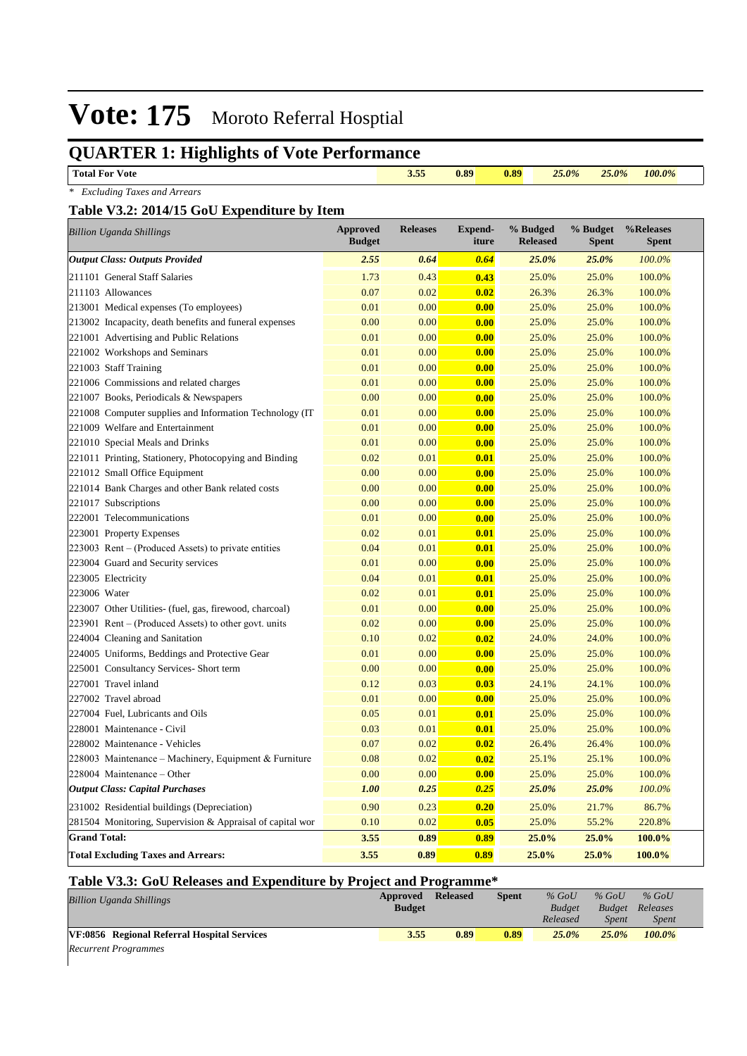# Vote: 175 Moroto Referral Hosptial

## QUARTER 1: Highlights of Vote Performance

| | | | | | | |
|---|---|---|---|---|---|---|
| **Total For Vote** | **3.55** | **0.89** | **0.89** | ***25.0%*** | ***25.0%*** | ***100.0%*** |

*\* Excluding Taxes and Arrears*

### Table V3.2: 2014/15 GoU Expenditure by Item

| *Billion Uganda Shillings* | Approved Budget | Releases | Expend-iture | % Budged Released | % Budget Spent | %Releases Spent |
|---|---|---|---|---|---|---|
| ***Output Class: Outputs Provided*** | ***2.55*** | ***0.64*** | ***0.64*** | ***25.0%*** | ***25.0%*** | *100.0%* |
| 211101 General Staff Salaries | 1.73 | 0.43 | **0.43** | 25.0% | 25.0% | 100.0% |
| 211103 Allowances | 0.07 | 0.02 | **0.02** | 26.3% | 26.3% | 100.0% |
| 213001 Medical expenses (To employees) | 0.01 | 0.00 | **0.00** | 25.0% | 25.0% | 100.0% |
| 213002 Incapacity, death benefits and funeral expenses | 0.00 | 0.00 | **0.00** | 25.0% | 25.0% | 100.0% |
| 221001 Advertising and Public Relations | 0.01 | 0.00 | **0.00** | 25.0% | 25.0% | 100.0% |
| 221002 Workshops and Seminars | 0.01 | 0.00 | **0.00** | 25.0% | 25.0% | 100.0% |
| 221003 Staff Training | 0.01 | 0.00 | **0.00** | 25.0% | 25.0% | 100.0% |
| 221006 Commissions and related charges | 0.01 | 0.00 | **0.00** | 25.0% | 25.0% | 100.0% |
| 221007 Books, Periodicals & Newspapers | 0.00 | 0.00 | **0.00** | 25.0% | 25.0% | 100.0% |
| 221008 Computer supplies and Information Technology (IT | 0.01 | 0.00 | **0.00** | 25.0% | 25.0% | 100.0% |
| 221009 Welfare and Entertainment | 0.01 | 0.00 | **0.00** | 25.0% | 25.0% | 100.0% |
| 221010 Special Meals and Drinks | 0.01 | 0.00 | **0.00** | 25.0% | 25.0% | 100.0% |
| 221011 Printing, Stationery, Photocopying and Binding | 0.02 | 0.01 | **0.01** | 25.0% | 25.0% | 100.0% |
| 221012 Small Office Equipment | 0.00 | 0.00 | **0.00** | 25.0% | 25.0% | 100.0% |
| 221014 Bank Charges and other Bank related costs | 0.00 | 0.00 | **0.00** | 25.0% | 25.0% | 100.0% |
| 221017 Subscriptions | 0.00 | 0.00 | **0.00** | 25.0% | 25.0% | 100.0% |
| 222001 Telecommunications | 0.01 | 0.00 | **0.00** | 25.0% | 25.0% | 100.0% |
| 223001 Property Expenses | 0.02 | 0.01 | **0.01** | 25.0% | 25.0% | 100.0% |
| 223003 Rent – (Produced Assets) to private entities | 0.04 | 0.01 | **0.01** | 25.0% | 25.0% | 100.0% |
| 223004 Guard and Security services | 0.01 | 0.00 | **0.00** | 25.0% | 25.0% | 100.0% |
| 223005 Electricity | 0.04 | 0.01 | **0.01** | 25.0% | 25.0% | 100.0% |
| 223006 Water | 0.02 | 0.01 | **0.01** | 25.0% | 25.0% | 100.0% |
| 223007 Other Utilities- (fuel, gas, firewood, charcoal) | 0.01 | 0.00 | **0.00** | 25.0% | 25.0% | 100.0% |
| 223901 Rent – (Produced Assets) to other govt. units | 0.02 | 0.00 | **0.00** | 25.0% | 25.0% | 100.0% |
| 224004 Cleaning and Sanitation | 0.10 | 0.02 | **0.02** | 24.0% | 24.0% | 100.0% |
| 224005 Uniforms, Beddings and Protective Gear | 0.01 | 0.00 | **0.00** | 25.0% | 25.0% | 100.0% |
| 225001 Consultancy Services- Short term | 0.00 | 0.00 | **0.00** | 25.0% | 25.0% | 100.0% |
| 227001 Travel inland | 0.12 | 0.03 | **0.03** | 24.1% | 24.1% | 100.0% |
| 227002 Travel abroad | 0.01 | 0.00 | **0.00** | 25.0% | 25.0% | 100.0% |
| 227004 Fuel, Lubricants and Oils | 0.05 | 0.01 | **0.01** | 25.0% | 25.0% | 100.0% |
| 228001 Maintenance - Civil | 0.03 | 0.01 | **0.01** | 25.0% | 25.0% | 100.0% |
| 228002 Maintenance - Vehicles | 0.07 | 0.02 | **0.02** | 26.4% | 26.4% | 100.0% |
| 228003 Maintenance – Machinery, Equipment & Furniture | 0.08 | 0.02 | **0.02** | 25.1% | 25.1% | 100.0% |
| 228004 Maintenance – Other | 0.00 | 0.00 | **0.00** | 25.0% | 25.0% | 100.0% |
| ***Output Class: Capital Purchases*** | ***1.00*** | ***0.25*** | ***0.25*** | ***25.0%*** | ***25.0%*** | *100.0%* |
| 231002 Residential buildings (Depreciation) | 0.90 | 0.23 | **0.20** | 25.0% | 21.7% | 86.7% |
| 281504 Monitoring, Supervision & Appraisal of capital wor | 0.10 | 0.02 | **0.05** | 25.0% | 55.2% | 220.8% |
| **Grand Total:** | **3.55** | **0.89** | **0.89** | **25.0%** | **25.0%** | **100.0%** |
| **Total Excluding Taxes and Arrears:** | **3.55** | **0.89** | **0.89** | **25.0%** | **25.0%** | **100.0%** |

### Table V3.3: GoU Releases and Expenditure by Project and Programme*

| *Billion Uganda Shillings* | Approved Budget | Released | Spent | *% GoU Budget Released* | *% GoU Budget Spent* | *% GoU Releases Spent* |
|---|---|---|---|---|---|---|
| **VF:0856 Regional Referral Hospital Services** | **3.55** | **0.89** | **0.89** | ***25.0%*** | ***25.0%*** | ***100.0%*** |
| *Recurrent Programmes* | | | | | | |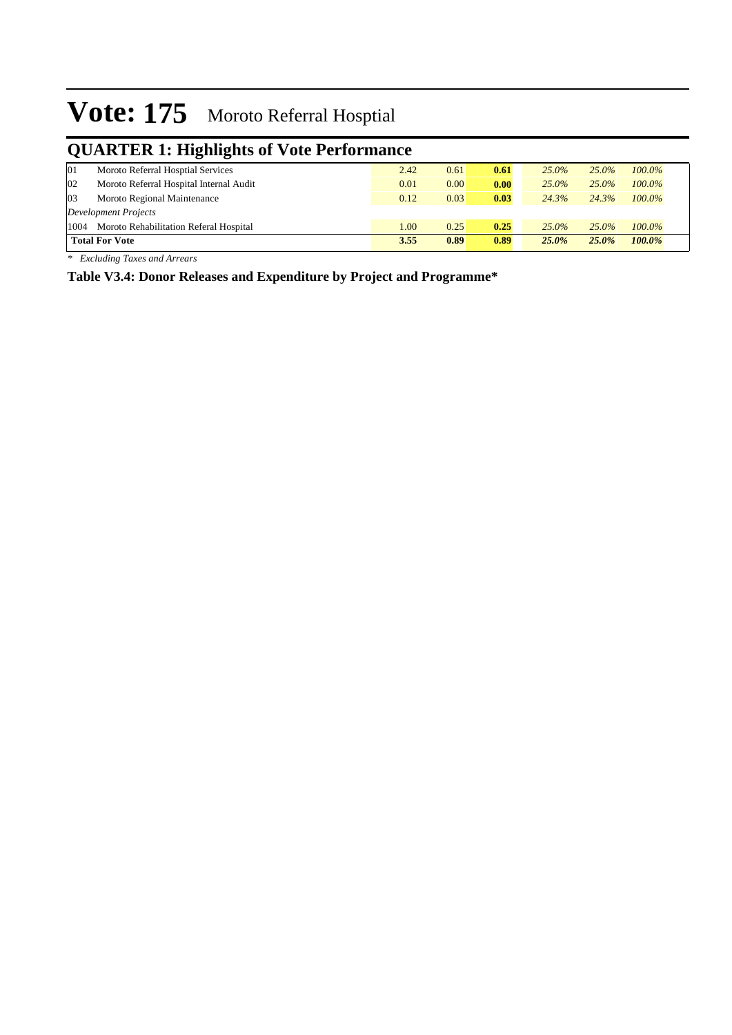# Vote: 175 Moroto Referral Hosptial

## QUARTER 1: Highlights of Vote Performance

| | | | | | | | |
|---|---|---|---|---|---|---|---|
| 01 | Moroto Referral Hosptial Services | 2.42 | 0.61 | **0.61** | *25.0%* | *25.0%* | *100.0%* |
| 02 | Moroto Referral Hospital Internal Audit | 0.01 | 0.00 | **0.00** | *25.0%* | *25.0%* | *100.0%* |
| 03 | Moroto Regional Maintenance | 0.12 | 0.03 | **0.03** | *24.3%* | *24.3%* | *100.0%* |
| *Development Projects* | | | | | | | |
| 1004 | Moroto Rehabilitation Referal Hospital | 1.00 | 0.25 | **0.25** | *25.0%* | *25.0%* | *100.0%* |
| **Total For Vote** | | **3.55** | **0.89** | **0.89** | ***25.0%*** | ***25.0%*** | ***100.0%*** |

*\* Excluding Taxes and Arrears*

**Table V3.4: Donor Releases and Expenditure by Project and Programme\***